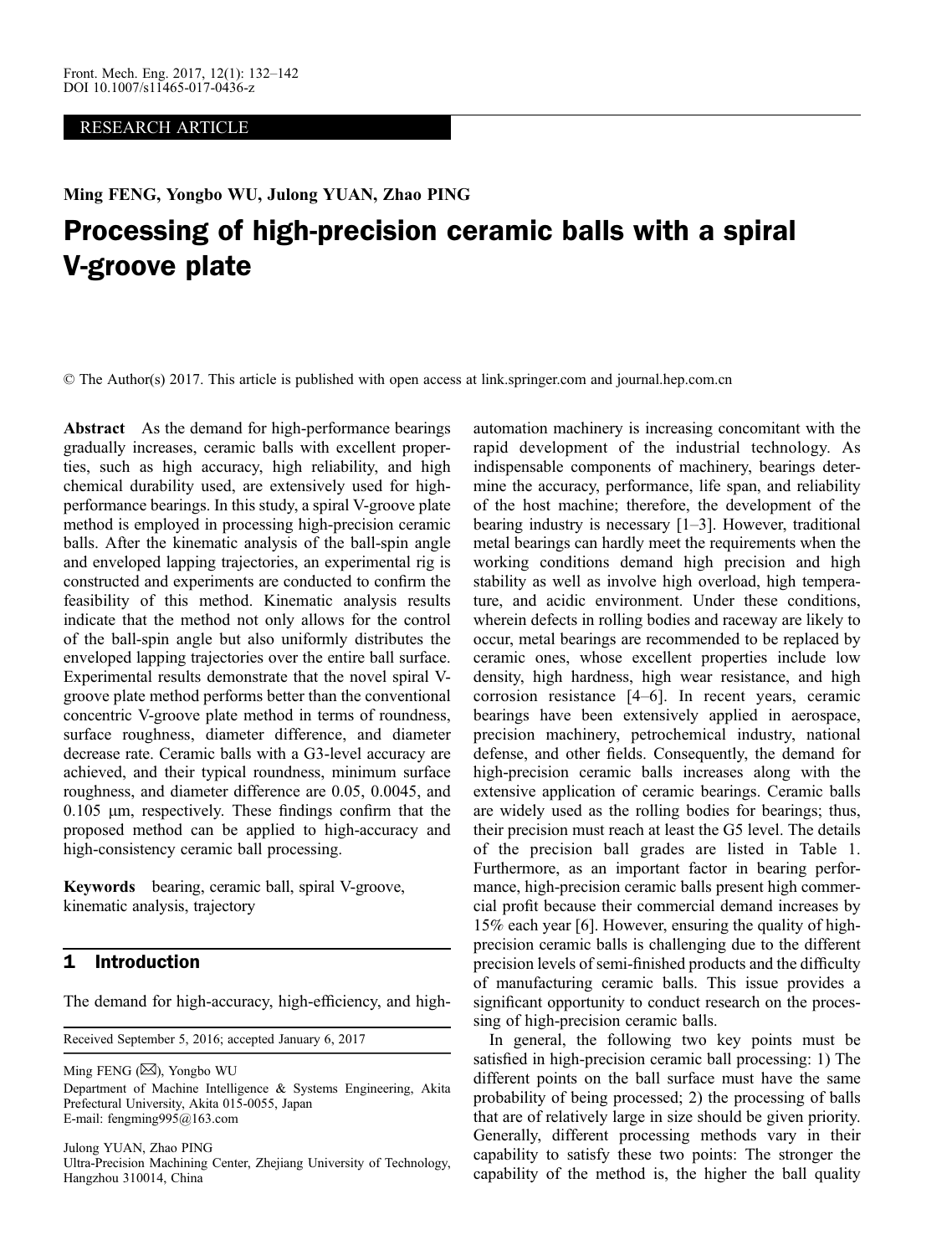RESEARCH ARTICLE

**Ming FENG, Yongbo WU, Julong YUAN, Zhao PING**

# Processing of high-precision ceramic balls with a spiral V-groove plate

© The Author(s) 2017. This article is published with open access at link.springer.com and journal.hep.com.cn

**Abstract** As the demand for high-performance bearings gradually increases, ceramic balls with excellent properties, such as high accuracy, high reliability, and high chemical durability used, are extensively used for high-performance bearings. In this study, a spiral V-groove plate method is employed in processing high-precision ceramic balls. After the kinematic analysis of the ball-spin angle and enveloped lapping trajectories, an experimental rig is constructed and experiments are conducted to confirm the feasibility of this method. Kinematic analysis results indicate that the method not only allows for the control of the ball-spin angle but also uniformly distributes the enveloped lapping trajectories over the entire ball surface. Experimental results demonstrate that the novel spiral V-groove plate method performs better than the conventional concentric V-groove plate method in terms of roundness, surface roughness, diameter difference, and diameter decrease rate. Ceramic balls with a G3-level accuracy are achieved, and their typical roundness, minimum surface roughness, and diameter difference are 0.05, 0.0045, and 0.105 μm, respectively. These findings confirm that the proposed method can be applied to high-accuracy and high-consistency ceramic ball processing.

**Keywords** bearing, ceramic ball, spiral V-groove, kinematic analysis, trajectory

## 1 Introduction

The demand for high-accuracy, high-efficiency, and high-automation machinery is increasing concomitant with the rapid development of the industrial technology. As indispensable components of machinery, bearings determine the accuracy, performance, life span, and reliability of the host machine; therefore, the development of the bearing industry is necessary [1–3]. However, traditional metal bearings can hardly meet the requirements when the working conditions demand high precision and high stability as well as involve high overload, high temperature, and acidic environment. Under these conditions, wherein defects in rolling bodies and raceway are likely to occur, metal bearings are recommended to be replaced by ceramic ones, whose excellent properties include low density, high hardness, high wear resistance, and high corrosion resistance [4–6]. In recent years, ceramic bearings have been extensively applied in aerospace, precision machinery, petrochemical industry, national defense, and other fields. Consequently, the demand for high-precision ceramic balls increases along with the extensive application of ceramic bearings. Ceramic balls are widely used as the rolling bodies for bearings; thus, their precision must reach at least the G5 level. The details of the precision ball grades are listed in Table 1. Furthermore, as an important factor in bearing performance, high-precision ceramic balls present high commercial profit because their commercial demand increases by 15% each year [6]. However, ensuring the quality of high-precision ceramic balls is challenging due to the different precision levels of semi-finished products and the difficulty of manufacturing ceramic balls. This issue provides a significant opportunity to conduct research on the processing of high-precision ceramic balls.

In general, the following two key points must be satisfied in high-precision ceramic ball processing: 1) The different points on the ball surface must have the same probability of being processed; 2) the processing of balls that are of relatively large in size should be given priority. Generally, different processing methods vary in their capability to satisfy these two points: The stronger the capability of the method is, the higher the ball quality

Received September 5, 2016; accepted January 6, 2017

Ming FENG (✉), Yongbo WU
Department of Machine Intelligence & Systems Engineering, Akita Prefectural University, Akita 015-0055, Japan
E-mail: fengming995@163.com

Julong YUAN, Zhao PING
Ultra-Precision Machining Center, Zhejiang University of Technology, Hangzhou 310014, China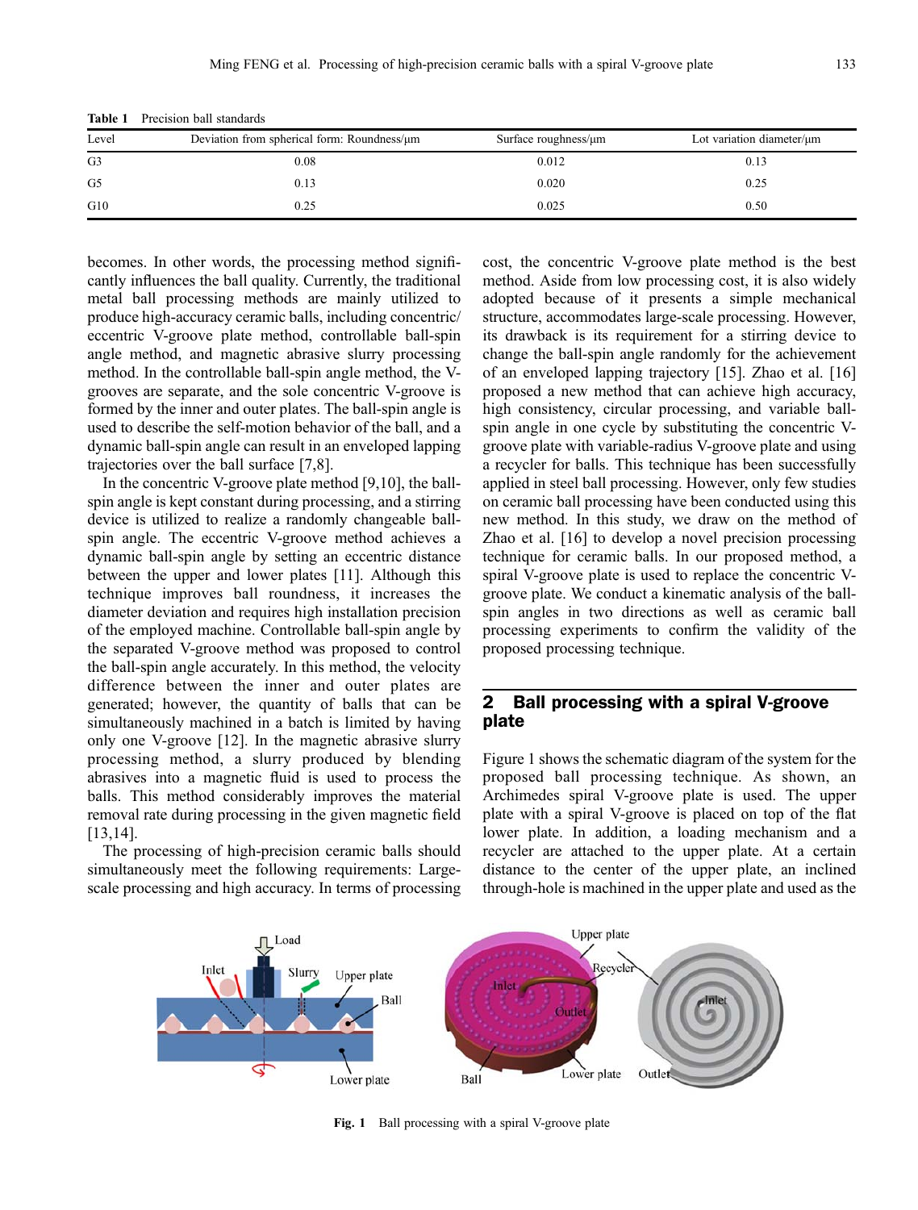**Table 1** Precision ball standards

| Level | Deviation from spherical form: Roundness/μm | Surface roughness/μm | Lot variation diameter/μm |
|---|---|---|---|
| G3 | 0.08 | 0.012 | 0.13 |
| G5 | 0.13 | 0.020 | 0.25 |
| G10 | 0.25 | 0.025 | 0.50 |

becomes. In other words, the processing method significantly influences the ball quality. Currently, the traditional metal ball processing methods are mainly utilized to produce high-accuracy ceramic balls, including concentric/eccentric V-groove plate method, controllable ball-spin angle method, and magnetic abrasive slurry processing method. In the controllable ball-spin angle method, the V-grooves are separate, and the sole concentric V-groove is formed by the inner and outer plates. The ball-spin angle is used to describe the self-motion behavior of the ball, and a dynamic ball-spin angle can result in an enveloped lapping trajectories over the ball surface [7,8].

In the concentric V-groove plate method [9,10], the ball-spin angle is kept constant during processing, and a stirring device is utilized to realize a randomly changeable ball-spin angle. The eccentric V-groove method achieves a dynamic ball-spin angle by setting an eccentric distance between the upper and lower plates [11]. Although this technique improves ball roundness, it increases the diameter deviation and requires high installation precision of the employed machine. Controllable ball-spin angle by the separated V-groove method was proposed to control the ball-spin angle accurately. In this method, the velocity difference between the inner and outer plates are generated; however, the quantity of balls that can be simultaneously machined in a batch is limited by having only one V-groove [12]. In the magnetic abrasive slurry processing method, a slurry produced by blending abrasives into a magnetic fluid is used to process the balls. This method considerably improves the material removal rate during processing in the given magnetic field [13,14].

The processing of high-precision ceramic balls should simultaneously meet the following requirements: Large-scale processing and high accuracy. In terms of processing cost, the concentric V-groove plate method is the best method. Aside from low processing cost, it is also widely adopted because of it presents a simple mechanical structure, accommodates large-scale processing. However, its drawback is its requirement for a stirring device to change the ball-spin angle randomly for the achievement of an enveloped lapping trajectory [15]. Zhao et al. [16] proposed a new method that can achieve high accuracy, high consistency, circular processing, and variable ball-spin angle in one cycle by substituting the concentric V-groove plate with variable-radius V-groove plate and using a recycler for balls. This technique has been successfully applied in steel ball processing. However, only few studies on ceramic ball processing have been conducted using this new method. In this study, we draw on the method of Zhao et al. [16] to develop a novel precision processing technique for ceramic balls. In our proposed method, a spiral V-groove plate is used to replace the concentric V-groove plate. We conduct a kinematic analysis of the ball-spin angles in two directions as well as ceramic ball processing experiments to confirm the validity of the proposed processing technique.

## 2 Ball processing with a spiral V-groove plate

Figure 1 shows the schematic diagram of the system for the proposed ball processing technique. As shown, an Archimedes spiral V-groove plate is used. The upper plate with a spiral V-groove is placed on top of the flat lower plate. In addition, a loading mechanism and a recycler are attached to the upper plate. At a certain distance to the center of the upper plate, an inclined through-hole is machined in the upper plate and used as the

**Fig. 1** Ball processing with a spiral V-groove plate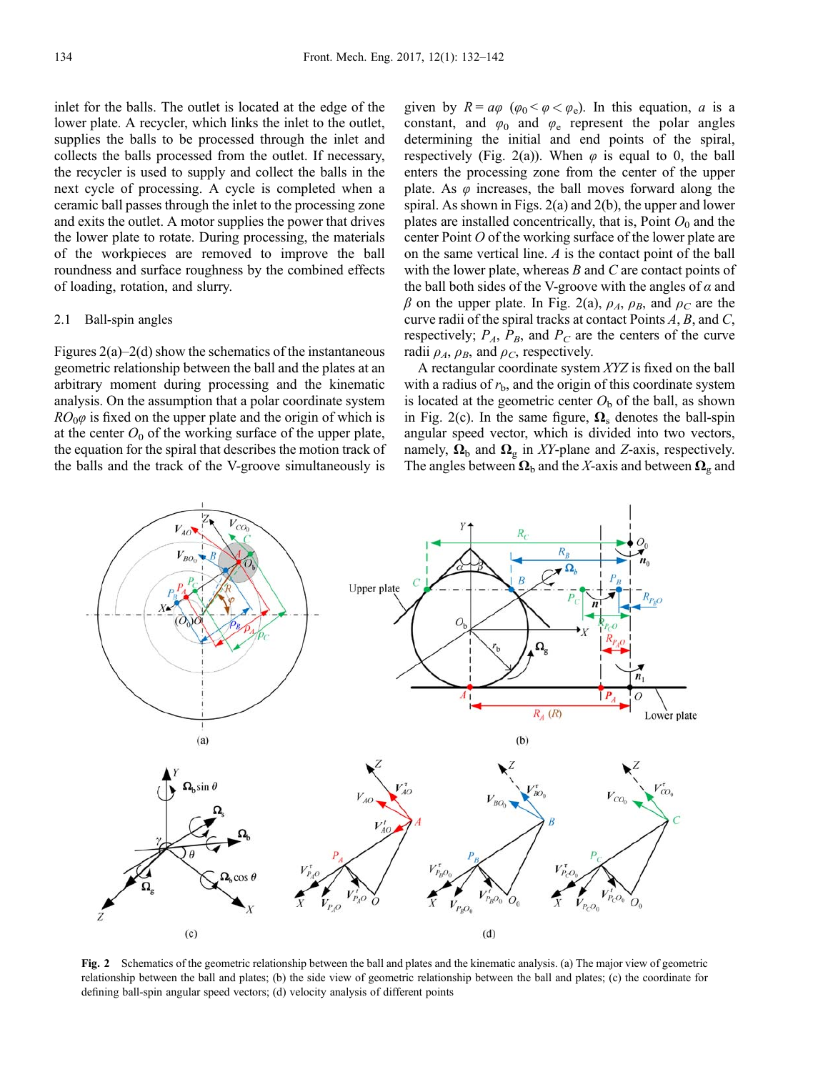inlet for the balls. The outlet is located at the edge of the lower plate. A recycler, which links the inlet to the outlet, supplies the balls to be processed through the inlet and collects the balls processed from the outlet. If necessary, the recycler is used to supply and collect the balls in the next cycle of processing. A cycle is completed when a ceramic ball passes through the inlet to the processing zone and exits the outlet. A motor supplies the power that drives the lower plate to rotate. During processing, the materials of the workpieces are removed to improve the ball roundness and surface roughness by the combined effects of loading, rotation, and slurry.

### 2.1 Ball-spin angles

Figures 2(a)–2(d) show the schematics of the instantaneous geometric relationship between the ball and the plates at an arbitrary moment during processing and the kinematic analysis. On the assumption that a polar coordinate system $RO_0\varphi$ is fixed on the upper plate and the origin of which is at the center $O_0$ of the working surface of the upper plate, the equation for the spiral that describes the motion track of the balls and the track of the V-groove simultaneously is given by $R = a\varphi$ ($\varphi_0 < \varphi < \varphi_e$). In this equation, $a$ is a constant, and $\varphi_0$ and $\varphi_e$ represent the polar angles determining the initial and end points of the spiral, respectively (Fig. 2(a)). When $\varphi$ is equal to 0, the ball enters the processing zone from the center of the upper plate. As $\varphi$ increases, the ball moves forward along the spiral. As shown in Figs. 2(a) and 2(b), the upper and lower plates are installed concentrically, that is, Point $O_0$ and the center Point $O$ of the working surface of the lower plate are on the same vertical line. $A$ is the contact point of the ball with the lower plate, whereas $B$ and $C$ are contact points of the ball both sides of the V-groove with the angles of $\alpha$ and $\beta$ on the upper plate. In Fig. 2(a), $\rho_A$, $\rho_B$, and $\rho_C$ are the curve radii of the spiral tracks at contact Points $A$, $B$, and $C$, respectively; $P_A$, $P_B$, and $P_C$ are the centers of the curve radii $\rho_A$, $\rho_B$, and $\rho_C$, respectively.

A rectangular coordinate system $XYZ$ is fixed on the ball with a radius of $r_b$, and the origin of this coordinate system is located at the geometric center $O_b$ of the ball, as shown in Fig. 2(c). In the same figure, $\mathbf{\Omega}_s$ denotes the ball-spin angular speed vector, which is divided into two vectors, namely, $\mathbf{\Omega}_b$ and $\mathbf{\Omega}_g$ in $XY$-plane and $Z$-axis, respectively. The angles between $\mathbf{\Omega}_b$ and the $X$-axis and between $\mathbf{\Omega}_g$ and

**Fig. 2** Schematics of the geometric relationship between the ball and plates and the kinematic analysis. (a) The major view of geometric relationship between the ball and plates; (b) the side view of geometric relationship between the ball and plates; (c) the coordinate for defining ball-spin angular speed vectors; (d) velocity analysis of different points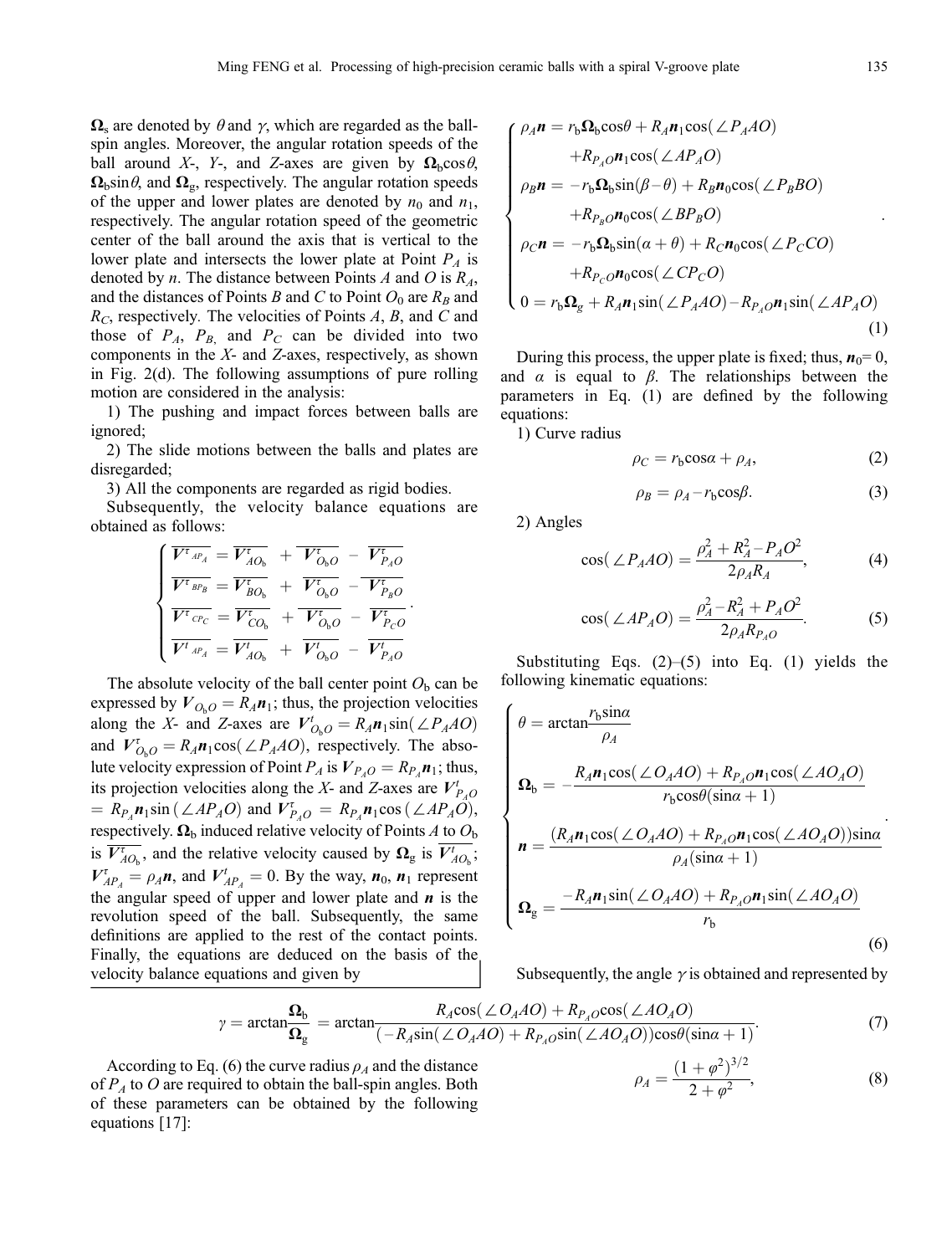$\mathbf{\Omega}_s$ are denoted by $\theta$ and $\gamma$, which are regarded as the ball-spin angles. Moreover, the angular rotation speeds of the ball around $X$-, $Y$-, and $Z$-axes are given by $\mathbf{\Omega}_b\cos\theta$, $\mathbf{\Omega}_b\sin\theta$, and $\mathbf{\Omega}_g$, respectively. The angular rotation speeds of the upper and lower plates are denoted by $n_0$ and $n_1$, respectively. The angular rotation speed of the geometric center of the ball around the axis that is vertical to the lower plate and intersects the lower plate at Point $P_A$ is denoted by $n$. The distance between Points $A$ and $O$ is $R_A$, and the distances of Points $B$ and $C$ to Point $O_0$ are $R_B$ and $R_C$, respectively. The velocities of Points $A$, $B$, and $C$ and those of $P_A$, $P_B$, and $P_C$ can be divided into two components in the $X$- and $Z$-axes, respectively, as shown in Fig. 2(d). The following assumptions of pure rolling motion are considered in the analysis:

1) The pushing and impact forces between balls are ignored;

2) The slide motions between the balls and plates are disregarded;

3) All the components are regarded as rigid bodies.

Subsequently, the velocity balance equations are obtained as follows:

$$\begin{cases} \overline{\boldsymbol{V}^{\tau}{}_{AP_A}} = \overline{\boldsymbol{V}^{\tau}_{AO_b}} + \overline{\boldsymbol{V}^{\tau}_{O_bO}} - \overline{\boldsymbol{V}^{\tau}_{P_AO}} \\ \overline{\boldsymbol{V}^{\tau}{}_{BP_B}} = \overline{\boldsymbol{V}^{\tau}_{BO_b}} + \overline{\boldsymbol{V}^{\tau}_{O_bO}} - \overline{\boldsymbol{V}^{\tau}_{P_BO}} \\ \overline{\boldsymbol{V}^{\tau}{}_{CP_C}} = \overline{\boldsymbol{V}^{\tau}_{CO_b}} + \overline{\boldsymbol{V}^{\tau}_{O_bO}} - \overline{\boldsymbol{V}^{\tau}_{P_CO}} \\ \overline{\boldsymbol{V}^{t}{}_{AP_A}} = \overline{\boldsymbol{V}^{t}_{AO_b}} + \overline{\boldsymbol{V}^{t}_{O_bO}} - \overline{\boldsymbol{V}^{t}_{P_AO}} \end{cases}.$$

The absolute velocity of the ball center point $O_b$ can be expressed by $\boldsymbol{V}_{O_bO} = R_A\boldsymbol{n}_1$; thus, the projection velocities along the $X$- and $Z$-axes are $\boldsymbol{V}^t_{O_bO} = R_A\boldsymbol{n}_1\sin(\angle P_AAO)$ and $\boldsymbol{V}^\tau_{O_bO} = R_A\boldsymbol{n}_1\cos(\angle P_AAO)$, respectively. The absolute velocity expression of Point $P_A$ is $\boldsymbol{V}_{P_AO} = R_{P_A}\boldsymbol{n}_1$; thus, its projection velocities along the $X$- and $Z$-axes are $\boldsymbol{V}^t_{P_AO} = R_{P_A}\boldsymbol{n}_1\sin(\angle AP_AO)$ and $\boldsymbol{V}^\tau_{P_AO} = R_{P_A}\boldsymbol{n}_1\cos(\angle AP_AO)$, respectively. $\mathbf{\Omega}_b$ induced relative velocity of Points $A$ to $O_b$ is $\overline{\boldsymbol{V}^\tau_{AO_b}}$, and the relative velocity caused by $\mathbf{\Omega}_g$ is $\overline{\boldsymbol{V}^t_{AO_b}}$; $\boldsymbol{V}^\tau_{AP_A} = \rho_A\boldsymbol{n}$, and $\boldsymbol{V}^t_{AP_A} = 0$. By the way, $\boldsymbol{n}_0$, $\boldsymbol{n}_1$ represent the angular speed of upper and lower plate and $\boldsymbol{n}$ is the revolution speed of the ball. Subsequently, the same definitions are applied to the rest of the contact points. Finally, the equations are deduced on the basis of the velocity balance equations and given by

$$\begin{cases} \rho_A\boldsymbol{n} = r_b\mathbf{\Omega}_b\cos\theta + R_A\boldsymbol{n}_1\cos(\angle P_AAO) \\ \qquad +R_{P_AO}\boldsymbol{n}_1\cos(\angle AP_AO) \\ \rho_B\boldsymbol{n} = -r_b\mathbf{\Omega}_b\sin(\beta-\theta) + R_B\boldsymbol{n}_0\cos(\angle P_BBO) \\ \qquad +R_{P_BO}\boldsymbol{n}_0\cos(\angle BP_BO) \\ \rho_C\boldsymbol{n} = -r_b\mathbf{\Omega}_b\sin(\alpha+\theta) + R_C\boldsymbol{n}_0\cos(\angle P_CCO) \\ \qquad +R_{P_CO}\boldsymbol{n}_0\cos(\angle CP_CO) \\ 0 = r_b\mathbf{\Omega}_g + R_A\boldsymbol{n}_1\sin(\angle P_AAO) - R_{P_AO}\boldsymbol{n}_1\sin(\angle AP_AO) \end{cases}. \tag{1}$$

During this process, the upper plate is fixed; thus, $\boldsymbol{n}_0 = 0$, and $\alpha$ is equal to $\beta$. The relationships between the parameters in Eq. (1) are defined by the following equations:

1) Curve radius

$$\rho_C = r_b\cos\alpha + \rho_A, \tag{2}$$

$$\rho_B = \rho_A - r_b\cos\beta. \tag{3}$$

2) Angles

$$\cos(\angle P_AAO) = \frac{\rho_A^2 + R_A^2 - P_AO^2}{2\rho_AR_A}, \tag{4}$$

$$\cos(\angle AP_AO) = \frac{\rho_A^2 - R_A^2 + P_AO^2}{2\rho_AR_{P_AO}}. \tag{5}$$

Substituting Eqs. (2)–(5) into Eq. (1) yields the following kinematic equations:

$$\begin{cases} \theta = \arctan\dfrac{r_b\sin\alpha}{\rho_A} \\ \mathbf{\Omega}_b = -\dfrac{R_A\boldsymbol{n}_1\cos(\angle O_AAO) + R_{P_AO}\boldsymbol{n}_1\cos(\angle AO_AO)}{r_b\cos\theta(\sin\alpha+1)} \\ \boldsymbol{n} = \dfrac{(R_A\boldsymbol{n}_1\cos(\angle O_AAO) + R_{P_AO}\boldsymbol{n}_1\cos(\angle AO_AO))\sin\alpha}{\rho_A(\sin\alpha+1)} \\ \mathbf{\Omega}_g = \dfrac{-R_A\boldsymbol{n}_1\sin(\angle O_AAO) + R_{P_AO}\boldsymbol{n}_1\sin(\angle AO_AO)}{r_b} \end{cases}. \tag{6}$$

Subsequently, the angle $\gamma$ is obtained and represented by

$$\gamma = \arctan\frac{\mathbf{\Omega}_b}{\mathbf{\Omega}_g} = \arctan\frac{R_A\cos(\angle O_AAO) + R_{P_AO}\cos(\angle AO_AO)}{(-R_A\sin(\angle O_AAO) + R_{P_AO}\sin(\angle AO_AO))\cos\theta(\sin\alpha+1)}. \tag{7}$$

According to Eq. (6) the curve radius $\rho_A$ and the distance of $P_A$ to $O$ are required to obtain the ball-spin angles. Both of these parameters can be obtained by the following equations [17]:

$$\rho_A = \frac{(1+\varphi^2)^{3/2}}{2+\varphi^2}, \tag{8}$$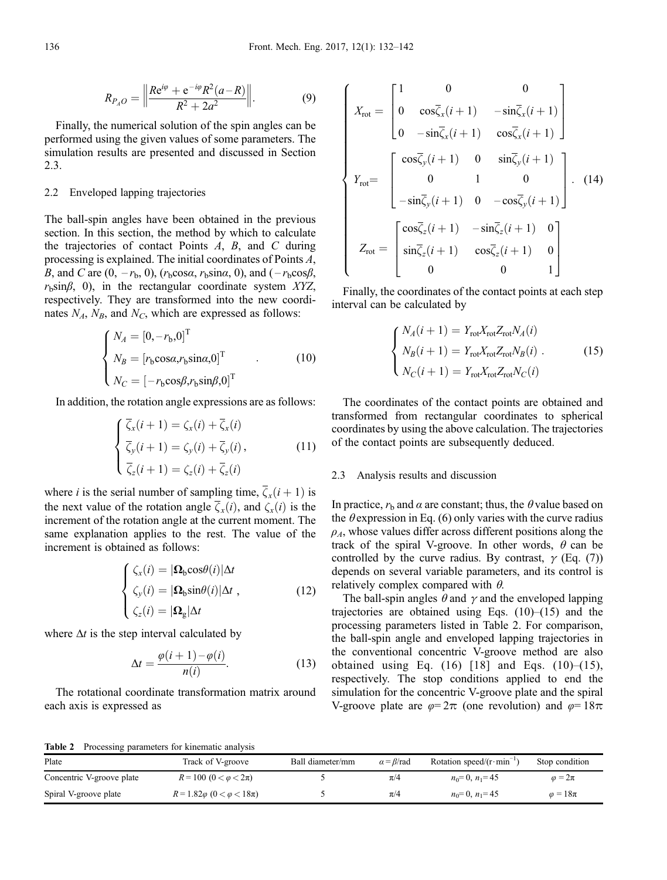$$R_{P_A O} = \left\| \frac{R e^{i\varphi} + e^{-i\varphi} R^2 (a - R)}{R^2 + 2a^2} \right\|. \tag{9}$$

Finally, the numerical solution of the spin angles can be performed using the given values of some parameters. The simulation results are presented and discussed in Section 2.3.

### 2.2 Enveloped lapping trajectories

The ball-spin angles have been obtained in the previous section. In this section, the method by which to calculate the trajectories of contact Points $A$, $B$, and $C$ during processing is explained. The initial coordinates of Points $A$, $B$, and $C$ are $(0, -r_b, 0)$, $(r_b\cos\alpha, r_b\sin\alpha, 0)$, and $(-r_b\cos\beta, r_b\sin\beta, 0)$, in the rectangular coordinate system $XYZ$, respectively. They are transformed into the new coordinates $N_A$, $N_B$, and $N_C$, which are expressed as follows:

$$\begin{cases} N_A = [0, -r_b, 0]^T \\ N_B = [r_b\cos\alpha, r_b\sin\alpha, 0]^T \\ N_C = [-r_b\cos\beta, r_b\sin\beta, 0]^T \end{cases}. \tag{10}$$

In addition, the rotation angle expressions are as follows:

$$\begin{cases} \overline{\zeta}_x(i+1) = \zeta_x(i) + \overline{\zeta}_x(i) \\ \overline{\zeta}_y(i+1) = \zeta_y(i) + \overline{\zeta}_y(i) \\ \overline{\zeta}_z(i+1) = \zeta_z(i) + \overline{\zeta}_z(i) \end{cases}, \tag{11}$$

where $i$ is the serial number of sampling time, $\overline{\zeta}_x(i+1)$ is the next value of the rotation angle $\overline{\zeta}_x(i)$, and $\zeta_x(i)$ is the increment of the rotation angle at the current moment. The same explanation applies to the rest. The value of the increment is obtained as follows:

$$\begin{cases} \zeta_x(i) = |\mathbf{\Omega}_b \cos\theta(i)| \Delta t \\ \zeta_y(i) = |\mathbf{\Omega}_b \sin\theta(i)| \Delta t \\ \zeta_z(i) = |\mathbf{\Omega}_g| \Delta t \end{cases}, \tag{12}$$

where $\Delta t$ is the step interval calculated by

$$\Delta t = \frac{\varphi(i+1) - \varphi(i)}{n(i)}. \tag{13}$$

The rotational coordinate transformation matrix around each axis is expressed as

$$\begin{cases} X_{rot} = \begin{bmatrix} 1 & 0 & 0 \\ 0 & \cos\overline{\zeta}_x(i+1) & -\sin\overline{\zeta}_x(i+1) \\ 0 & -\sin\overline{\zeta}_x(i+1) & \cos\overline{\zeta}_x(i+1) \end{bmatrix} \\ Y_{rot} = \begin{bmatrix} \cos\overline{\zeta}_y(i+1) & 0 & \sin\overline{\zeta}_y(i+1) \\ 0 & 1 & 0 \\ -\sin\overline{\zeta}_y(i+1) & 0 & -\cos\overline{\zeta}_y(i+1) \end{bmatrix} \\ Z_{rot} = \begin{bmatrix} \cos\overline{\zeta}_z(i+1) & -\sin\overline{\zeta}_z(i+1) & 0 \\ \sin\overline{\zeta}_z(i+1) & \cos\overline{\zeta}_z(i+1) & 0 \\ 0 & 0 & 1 \end{bmatrix} \end{cases}. \tag{14}$$

Finally, the coordinates of the contact points at each step interval can be calculated by

$$\begin{cases} N_A(i+1) = Y_{rot} X_{rot} Z_{rot} N_A(i) \\ N_B(i+1) = Y_{rot} X_{rot} Z_{rot} N_B(i) \\ N_C(i+1) = Y_{rot} X_{rot} Z_{rot} N_C(i) \end{cases}. \tag{15}$$

The coordinates of the contact points are obtained and transformed from rectangular coordinates to spherical coordinates by using the above calculation. The trajectories of the contact points are subsequently deduced.

### 2.3 Analysis results and discussion

In practice, $r_b$ and $\alpha$ are constant; thus, the $\theta$ value based on the $\theta$ expression in Eq. (6) only varies with the curve radius $\rho_A$, whose values differ across different positions along the track of the spiral V-groove. In other words, $\theta$ can be controlled by the curve radius. By contrast, $\gamma$ (Eq. (7)) depends on several variable parameters, and its control is relatively complex compared with $\theta$.

The ball-spin angles $\theta$ and $\gamma$ and the enveloped lapping trajectories are obtained using Eqs. (10)–(15) and the processing parameters listed in Table 2. For comparison, the ball-spin angle and enveloped lapping trajectories in the conventional concentric V-groove method are also obtained using Eq. (16) [18] and Eqs. (10)–(15), respectively. The stop conditions applied to end the simulation for the concentric V-groove plate and the spiral V-groove plate are $\varphi = 2\pi$ (one revolution) and $\varphi = 18\pi$

**Table 2** Processing parameters for kinematic analysis

| Plate | Track of V-groove | Ball diameter/mm | $\alpha = \beta$/rad | Rotation speed/(r·min$^{-1}$) | Stop condition |
|---|---|---|---|---|---|
| Concentric V-groove plate | $R = 100$ $(0 < \varphi < 2\pi)$ | 5 | $\pi/4$ | $n_0 = 0$, $n_1 = 45$ | $\varphi = 2\pi$ |
| Spiral V-groove plate | $R = 1.82\varphi$ $(0 < \varphi < 18\pi)$ | 5 | $\pi/4$ | $n_0 = 0$, $n_1 = 45$ | $\varphi = 18\pi$ |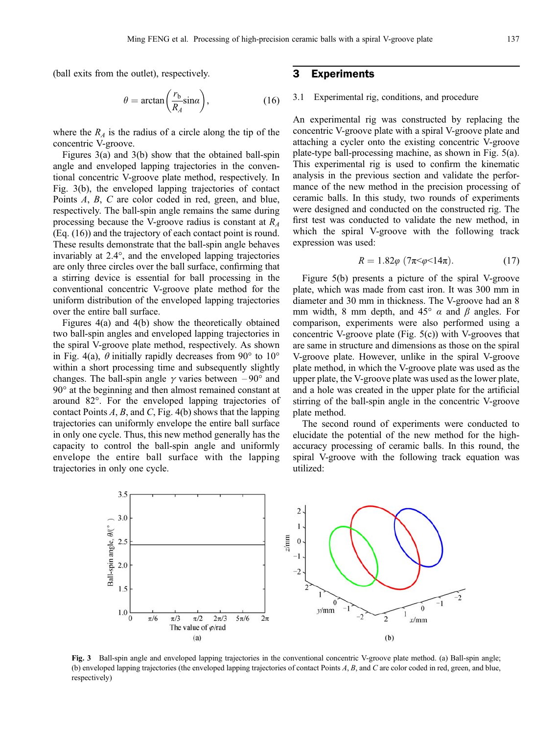(ball exits from the outlet), respectively.

$$\theta = \arctan\left(\frac{r_b}{R_A}\sin\alpha\right), \tag{16}$$

where the $R_A$ is the radius of a circle along the tip of the concentric V-groove.

Figures 3(a) and 3(b) show that the obtained ball-spin angle and enveloped lapping trajectories in the conventional concentric V-groove plate method, respectively. In Fig. 3(b), the enveloped lapping trajectories of contact Points $A$, $B$, $C$ are color coded in red, green, and blue, respectively. The ball-spin angle remains the same during processing because the V-groove radius is constant at $R_A$ (Eq. (16)) and the trajectory of each contact point is round. These results demonstrate that the ball-spin angle behaves invariably at 2.4°, and the enveloped lapping trajectories are only three circles over the ball surface, confirming that a stirring device is essential for ball processing in the conventional concentric V-groove plate method for the uniform distribution of the enveloped lapping trajectories over the entire ball surface.

Figures 4(a) and 4(b) show the theoretically obtained two ball-spin angles and enveloped lapping trajectories in the spiral V-groove plate method, respectively. As shown in Fig. 4(a), $\theta$ initially rapidly decreases from 90° to 10° within a short processing time and subsequently slightly changes. The ball-spin angle $\gamma$ varies between −90° and 90° at the beginning and then almost remained constant at around 82°. For the enveloped lapping trajectories of contact Points $A$, $B$, and $C$, Fig. 4(b) shows that the lapping trajectories can uniformly envelope the entire ball surface in only one cycle. Thus, this new method generally has the capacity to control the ball-spin angle and uniformly envelope the entire ball surface with the lapping trajectories in only one cycle.

## 3 Experiments

### 3.1 Experimental rig, conditions, and procedure

An experimental rig was constructed by replacing the concentric V-groove plate with a spiral V-groove plate and attaching a cycler onto the existing concentric V-groove plate-type ball-processing machine, as shown in Fig. 5(a). This experimental rig is used to confirm the kinematic analysis in the previous section and validate the performance of the new method in the precision processing of ceramic balls. In this study, two rounds of experiments were designed and conducted on the constructed rig. The first test was conducted to validate the new method, in which the spiral V-groove with the following track expression was used:

$$R = 1.82\varphi \ (7\pi < \varphi < 14\pi). \tag{17}$$

Figure 5(b) presents a picture of the spiral V-groove plate, which was made from cast iron. It was 300 mm in diameter and 30 mm in thickness. The V-groove had an 8 mm width, 8 mm depth, and 45° $\alpha$ and $\beta$ angles. For comparison, experiments were also performed using a concentric V-groove plate (Fig. 5(c)) with V-grooves that are same in structure and dimensions as those on the spiral V-groove plate. However, unlike in the spiral V-groove plate method, in which the V-groove plate was used as the upper plate, the V-groove plate was used as the lower plate, and a hole was created in the upper plate for the artificial stirring of the ball-spin angle in the concentric V-groove plate method.

The second round of experiments were conducted to elucidate the potential of the new method for the high-accuracy processing of ceramic balls. In this round, the spiral V-groove with the following track equation was utilized:

**Fig. 3** Ball-spin angle and enveloped lapping trajectories in the conventional concentric V-groove plate method. (a) Ball-spin angle; (b) enveloped lapping trajectories (the enveloped lapping trajectories of contact Points $A$, $B$, and $C$ are color coded in red, green, and blue, respectively)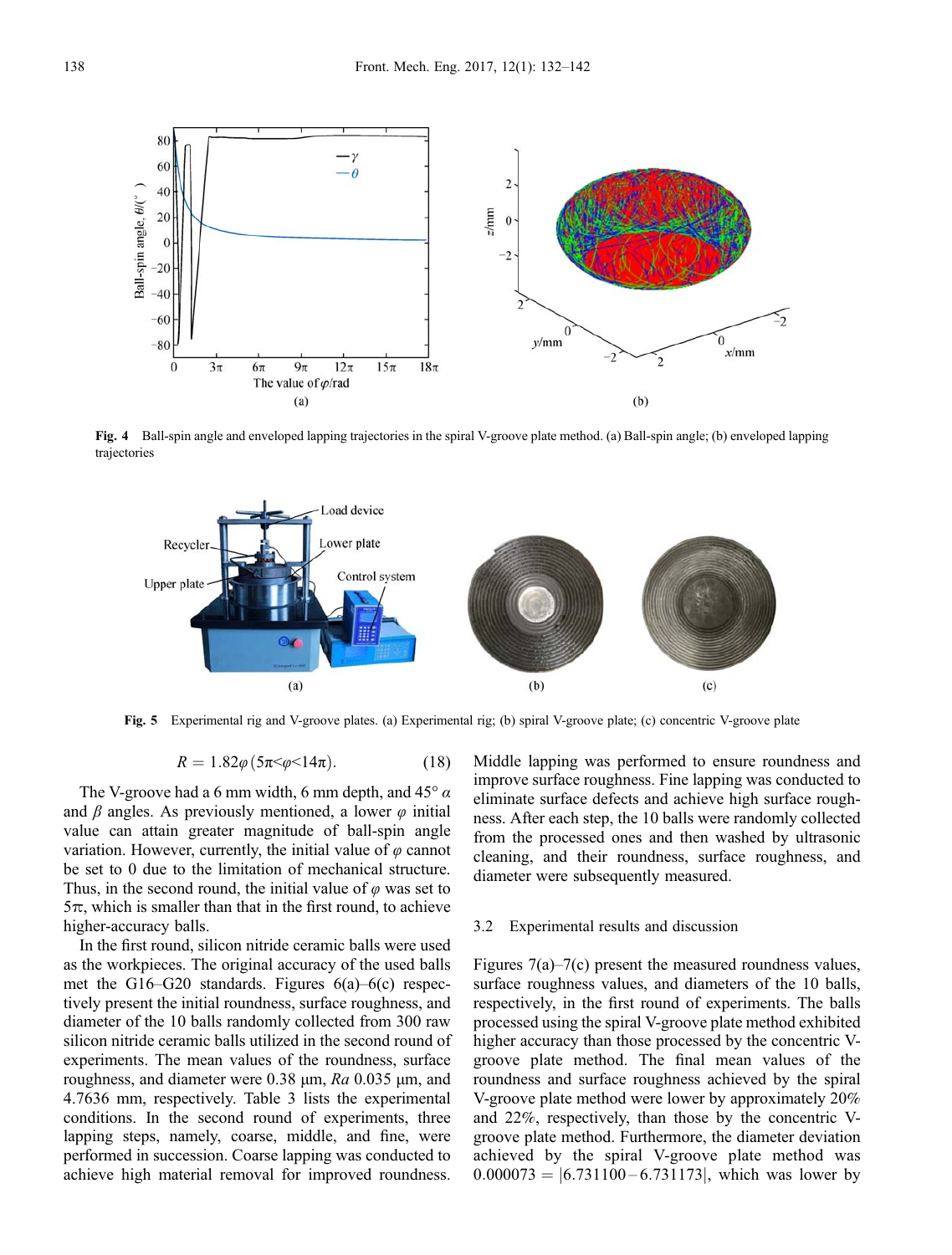**Fig. 4** Ball-spin angle and enveloped lapping trajectories in the spiral V-groove plate method. (a) Ball-spin angle; (b) enveloped lapping trajectories

**Fig. 5** Experimental rig and V-groove plates. (a) Experimental rig; (b) spiral V-groove plate; (c) concentric V-groove plate

$$R = 1.82\varphi\,(5\pi<\varphi<14\pi). \tag{18}$$

The V-groove had a 6 mm width, 6 mm depth, and 45° $\alpha$ and $\beta$ angles. As previously mentioned, a lower $\varphi$ initial value can attain greater magnitude of ball-spin angle variation. However, currently, the initial value of $\varphi$ cannot be set to 0 due to the limitation of mechanical structure. Thus, in the second round, the initial value of $\varphi$ was set to $5\pi$, which is smaller than that in the first round, to achieve higher-accuracy balls.

In the first round, silicon nitride ceramic balls were used as the workpieces. The original accuracy of the used balls met the G16–G20 standards. Figures 6(a)–6(c) respectively present the initial roundness, surface roughness, and diameter of the 10 balls randomly collected from 300 raw silicon nitride ceramic balls utilized in the second round of experiments. The mean values of the roundness, surface roughness, and diameter were 0.38 μm, *Ra* 0.035 μm, and 4.7636 mm, respectively. Table 3 lists the experimental conditions. In the second round of experiments, three lapping steps, namely, coarse, middle, and fine, were performed in succession. Coarse lapping was conducted to achieve high material removal for improved roundness. Middle lapping was performed to ensure roundness and improve surface roughness. Fine lapping was conducted to eliminate surface defects and achieve high surface roughness. After each step, the 10 balls were randomly collected from the processed ones and then washed by ultrasonic cleaning, and their roundness, surface roughness, and diameter were subsequently measured.

### 3.2 Experimental results and discussion

Figures 7(a)–7(c) present the measured roundness values, surface roughness values, and diameters of the 10 balls, respectively, in the first round of experiments. The balls processed using the spiral V-groove plate method exhibited higher accuracy than those processed by the concentric V-groove plate method. The final mean values of the roundness and surface roughness achieved by the spiral V-groove plate method were lower by approximately 20% and 22%, respectively, than those by the concentric V-groove plate method. Furthermore, the diameter deviation achieved by the spiral V-groove plate method was $0.000073 = |6.731100 - 6.731173|$, which was lower by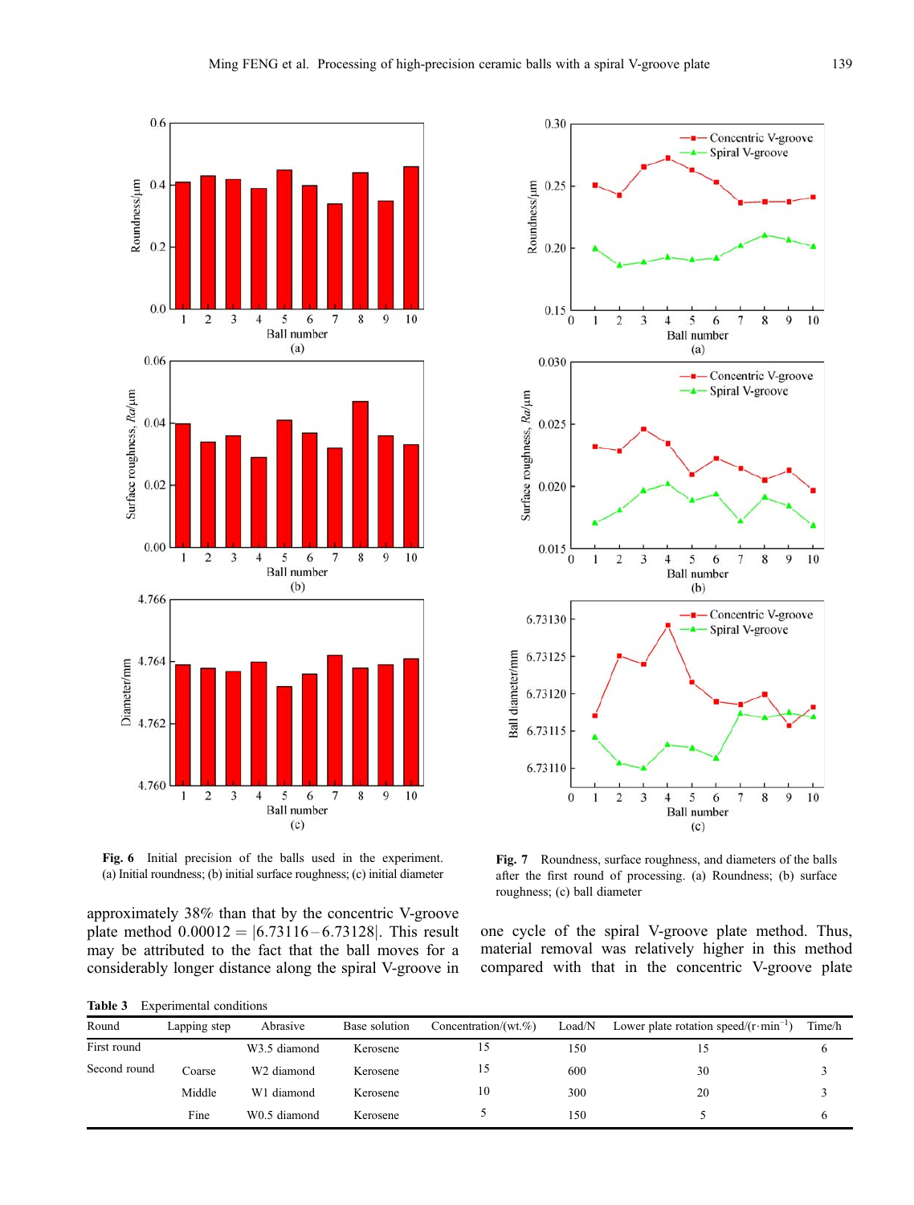Fig. 6 Initial precision of the balls used in the experiment. (a) Initial roundness; (b) initial surface roughness; (c) initial diameter

Fig. 7 Roundness, surface roughness, and diameters of the balls after the first round of processing. (a) Roundness; (b) surface roughness; (c) ball diameter

approximately 38% than that by the concentric V-groove plate method $0.00012 = |6.73116 - 6.73128|$. This result may be attributed to the fact that the ball moves for a considerably longer distance along the spiral V-groove in one cycle of the spiral V-groove plate method. Thus, material removal was relatively higher in this method compared with that in the concentric V-groove plate

**Table 3** Experimental conditions

| Round | Lapping step | Abrasive | Base solution | Concentration/(wt.%) | Load/N | Lower plate rotation speed/($r \cdot min^{-1}$) | Time/h |
|---|---|---|---|---|---|---|---|
| First round | | W3.5 diamond | Kerosene | 15 | 150 | 15 | 6 |
| Second round | Coarse | W2 diamond | Kerosene | 15 | 600 | 30 | 3 |
| | Middle | W1 diamond | Kerosene | 10 | 300 | 20 | 3 |
| | Fine | W0.5 diamond | Kerosene | 5 | 150 | 5 | 6 |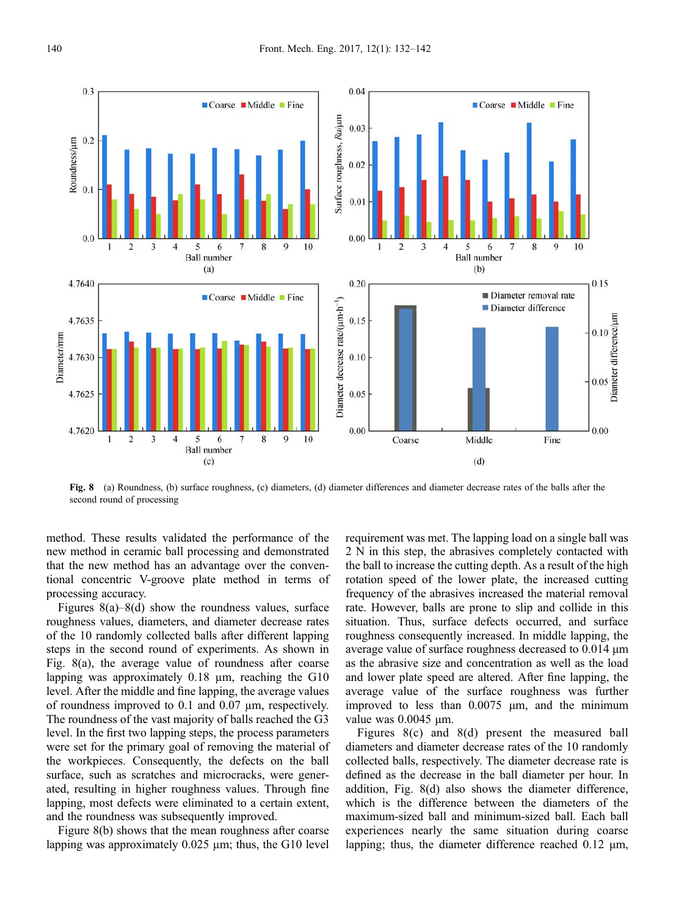Fig. 8 (a) Roundness, (b) surface roughness, (c) diameters, (d) diameter differences and diameter decrease rates of the balls after the second round of processing

method. These results validated the performance of the new method in ceramic ball processing and demonstrated that the new method has an advantage over the conventional concentric V-groove plate method in terms of processing accuracy.

Figures 8(a)–8(d) show the roundness values, surface roughness values, diameters, and diameter decrease rates of the 10 randomly collected balls after different lapping steps in the second round of experiments. As shown in Fig. 8(a), the average value of roundness after coarse lapping was approximately 0.18 μm, reaching the G10 level. After the middle and fine lapping, the average values of roundness improved to 0.1 and 0.07 μm, respectively. The roundness of the vast majority of balls reached the G3 level. In the first two lapping steps, the process parameters were set for the primary goal of removing the material of the workpieces. Consequently, the defects on the ball surface, such as scratches and microcracks, were generated, resulting in higher roughness values. Through fine lapping, most defects were eliminated to a certain extent, and the roundness was subsequently improved.

Figure 8(b) shows that the mean roughness after coarse lapping was approximately 0.025 μm; thus, the G10 level requirement was met. The lapping load on a single ball was 2 N in this step, the abrasives completely contacted with the ball to increase the cutting depth. As a result of the high rotation speed of the lower plate, the increased cutting frequency of the abrasives increased the material removal rate. However, balls are prone to slip and collide in this situation. Thus, surface defects occurred, and surface roughness consequently increased. In middle lapping, the average value of surface roughness decreased to 0.014 μm as the abrasive size and concentration as well as the load and lower plate speed are altered. After fine lapping, the average value of the surface roughness was further improved to less than 0.0075 μm, and the minimum value was 0.0045 μm.

Figures 8(c) and 8(d) present the measured ball diameters and diameter decrease rates of the 10 randomly collected balls, respectively. The diameter decrease rate is defined as the decrease in the ball diameter per hour. In addition, Fig. 8(d) also shows the diameter difference, which is the difference between the diameters of the maximum-sized ball and minimum-sized ball. Each ball experiences nearly the same situation during coarse lapping; thus, the diameter difference reached 0.12 μm,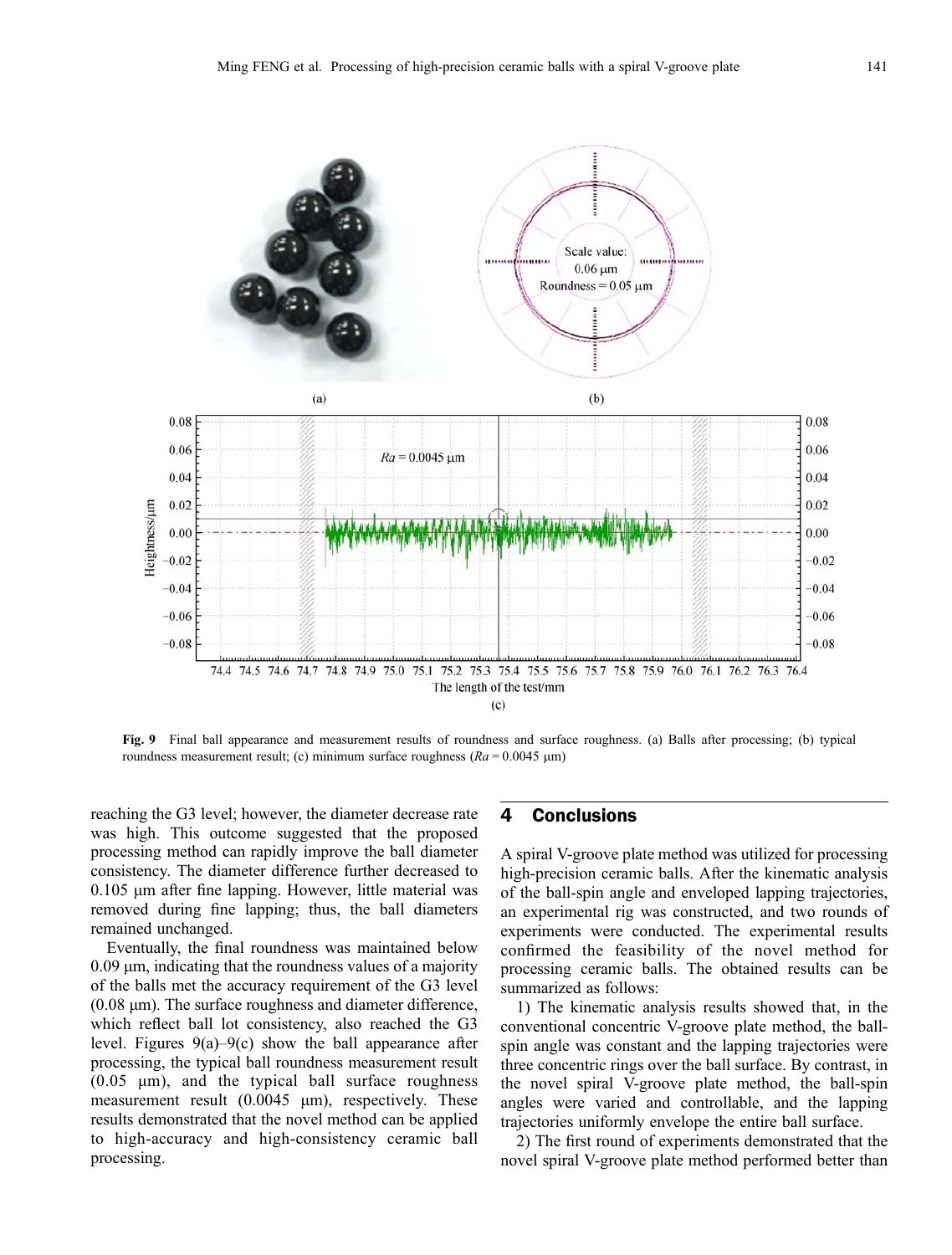Fig. 9 Final ball appearance and measurement results of roundness and surface roughness. (a) Balls after processing; (b) typical roundness measurement result; (c) minimum surface roughness ($Ra = 0.0045$ μm)

reaching the G3 level; however, the diameter decrease rate was high. This outcome suggested that the proposed processing method can rapidly improve the ball diameter consistency. The diameter difference further decreased to 0.105 μm after fine lapping. However, little material was removed during fine lapping; thus, the ball diameters remained unchanged.

Eventually, the final roundness was maintained below 0.09 μm, indicating that the roundness values of a majority of the balls met the accuracy requirement of the G3 level (0.08 μm). The surface roughness and diameter difference, which reflect ball lot consistency, also reached the G3 level. Figures 9(a)–9(c) show the ball appearance after processing, the typical ball roundness measurement result (0.05 μm), and the typical ball surface roughness measurement result (0.0045 μm), respectively. These results demonstrated that the novel method can be applied to high-accuracy and high-consistency ceramic ball processing.

## 4 Conclusions

A spiral V-groove plate method was utilized for processing high-precision ceramic balls. After the kinematic analysis of the ball-spin angle and enveloped lapping trajectories, an experimental rig was constructed, and two rounds of experiments were conducted. The experimental results confirmed the feasibility of the novel method for processing ceramic balls. The obtained results can be summarized as follows:

1) The kinematic analysis results showed that, in the conventional concentric V-groove plate method, the ball-spin angle was constant and the lapping trajectories were three concentric rings over the ball surface. By contrast, in the novel spiral V-groove plate method, the ball-spin angles were varied and controllable, and the lapping trajectories uniformly envelope the entire ball surface.

2) The first round of experiments demonstrated that the novel spiral V-groove plate method performed better than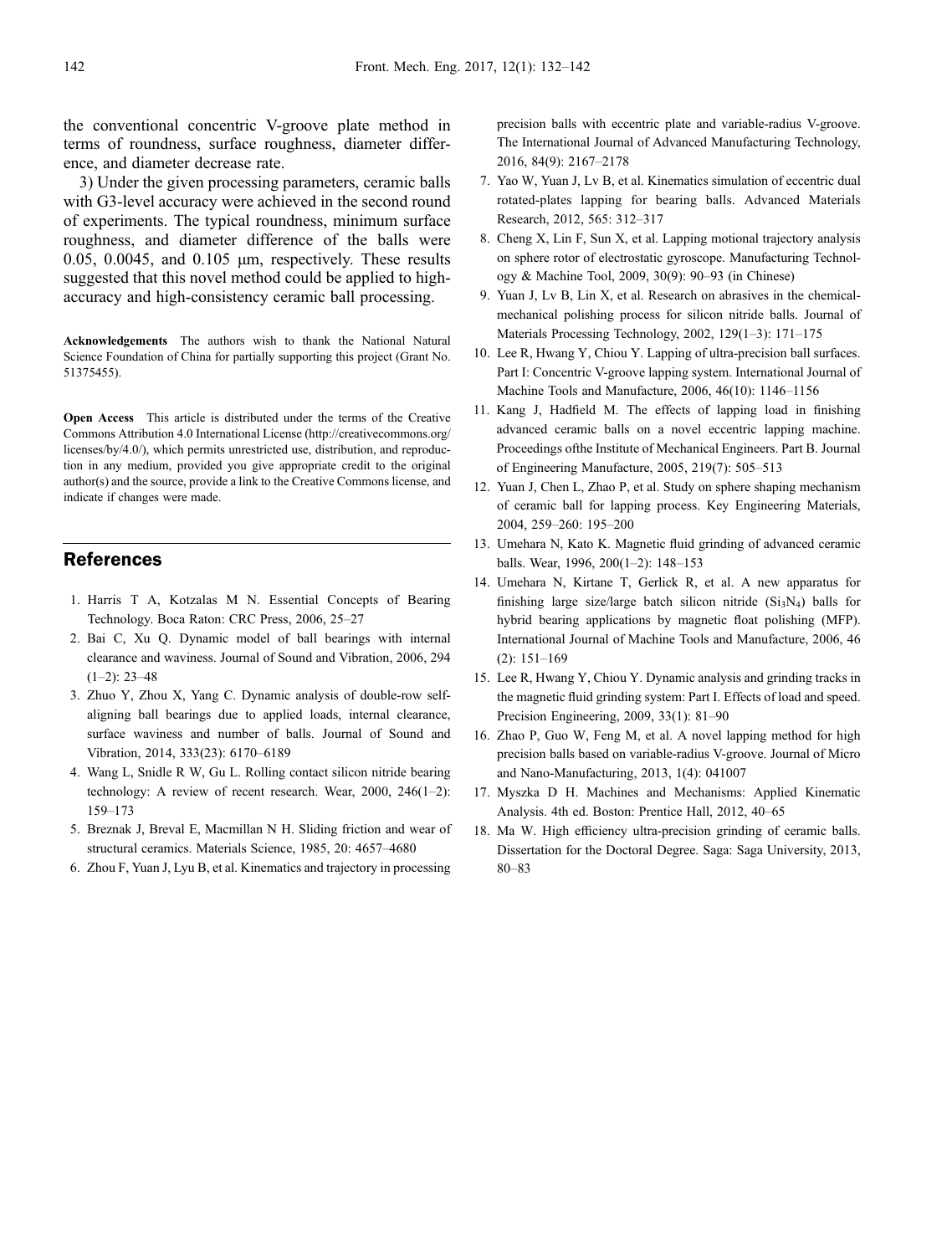the conventional concentric V-groove plate method in terms of roundness, surface roughness, diameter difference, and diameter decrease rate.

3) Under the given processing parameters, ceramic balls with G3-level accuracy were achieved in the second round of experiments. The typical roundness, minimum surface roughness, and diameter difference of the balls were 0.05, 0.0045, and 0.105 μm, respectively. These results suggested that this novel method could be applied to high-accuracy and high-consistency ceramic ball processing.

**Acknowledgements** The authors wish to thank the National Natural Science Foundation of China for partially supporting this project (Grant No. 51375455).

**Open Access** This article is distributed under the terms of the Creative Commons Attribution 4.0 International License (http://creativecommons.org/licenses/by/4.0/), which permits unrestricted use, distribution, and reproduction in any medium, provided you give appropriate credit to the original author(s) and the source, provide a link to the Creative Commons license, and indicate if changes were made.

## References

1. Harris T A, Kotzalas M N. Essential Concepts of Bearing Technology. Boca Raton: CRC Press, 2006, 25–27
2. Bai C, Xu Q. Dynamic model of ball bearings with internal clearance and waviness. Journal of Sound and Vibration, 2006, 294 (1–2): 23–48
3. Zhuo Y, Zhou X, Yang C. Dynamic analysis of double-row self-aligning ball bearings due to applied loads, internal clearance, surface waviness and number of balls. Journal of Sound and Vibration, 2014, 333(23): 6170–6189
4. Wang L, Snidle R W, Gu L. Rolling contact silicon nitride bearing technology: A review of recent research. Wear, 2000, 246(1–2): 159–173
5. Breznak J, Breval E, Macmillan N H. Sliding friction and wear of structural ceramics. Materials Science, 1985, 20: 4657–4680
6. Zhou F, Yuan J, Lyu B, et al. Kinematics and trajectory in processing precision balls with eccentric plate and variable-radius V-groove. The International Journal of Advanced Manufacturing Technology, 2016, 84(9): 2167–2178
7. Yao W, Yuan J, Lv B, et al. Kinematics simulation of eccentric dual rotated-plates lapping for bearing balls. Advanced Materials Research, 2012, 565: 312–317
8. Cheng X, Lin F, Sun X, et al. Lapping motional trajectory analysis on sphere rotor of electrostatic gyroscope. Manufacturing Technology & Machine Tool, 2009, 30(9): 90–93 (in Chinese)
9. Yuan J, Lv B, Lin X, et al. Research on abrasives in the chemical-mechanical polishing process for silicon nitride balls. Journal of Materials Processing Technology, 2002, 129(1–3): 171–175
10. Lee R, Hwang Y, Chiou Y. Lapping of ultra-precision ball surfaces. Part I: Concentric V-groove lapping system. International Journal of Machine Tools and Manufacture, 2006, 46(10): 1146–1156
11. Kang J, Hadfield M. The effects of lapping load in finishing advanced ceramic balls on a novel eccentric lapping machine. Proceedings ofthe Institute of Mechanical Engineers. Part B. Journal of Engineering Manufacture, 2005, 219(7): 505–513
12. Yuan J, Chen L, Zhao P, et al. Study on sphere shaping mechanism of ceramic ball for lapping process. Key Engineering Materials, 2004, 259–260: 195–200
13. Umehara N, Kato K. Magnetic fluid grinding of advanced ceramic balls. Wear, 1996, 200(1–2): 148–153
14. Umehara N, Kirtane T, Gerlick R, et al. A new apparatus for finishing large size/large batch silicon nitride ($Si_3N_4$) balls for hybrid bearing applications by magnetic float polishing (MFP). International Journal of Machine Tools and Manufacture, 2006, 46 (2): 151–169
15. Lee R, Hwang Y, Chiou Y. Dynamic analysis and grinding tracks in the magnetic fluid grinding system: Part I. Effects of load and speed. Precision Engineering, 2009, 33(1): 81–90
16. Zhao P, Guo W, Feng M, et al. A novel lapping method for high precision balls based on variable-radius V-groove. Journal of Micro and Nano-Manufacturing, 2013, 1(4): 041007
17. Myszka D H. Machines and Mechanisms: Applied Kinematic Analysis. 4th ed. Boston: Prentice Hall, 2012, 40–65
18. Ma W. High efficiency ultra-precision grinding of ceramic balls. Dissertation for the Doctoral Degree. Saga: Saga University, 2013, 80–83